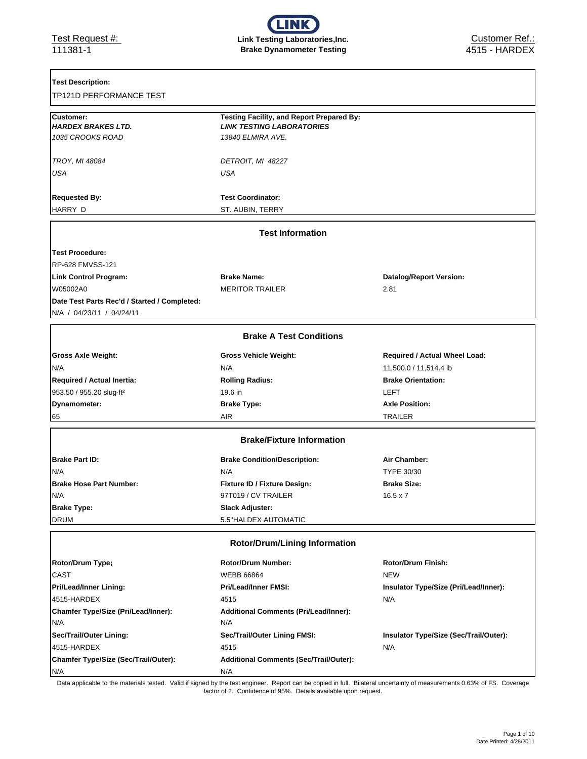Test Request #:
111381-1

**Link Testing Laboratories,Inc.**
**Brake Dynamometer Testing**

Customer Ref.:
4515 - HARDEX

**Test Description:**
TP121D PERFORMANCE TEST

| **Customer:** | **Testing Facility, and Report Prepared By:** |
|---|---|
| ***HARDEX BRAKES LTD.*** | ***LINK TESTING LABORATORIES*** |
| *1035 CROOKS ROAD* | *13840 ELMIRA AVE.* |
| *TROY, MI 48084* | *DETROIT, MI 48227* |
| *USA* | *USA* |
| **Requested By:** | **Test Coordinator:** |
| HARRY D | ST. AUBIN, TERRY |

## Test Information

| **Test Procedure:** | | |
|---|---|---|
| RP-628 FMVSS-121 | | |
| **Link Control Program:** | **Brake Name:** | **Datalog/Report Version:** |
| W05002A0 | MERITOR TRAILER | 2.81 |
| **Date Test Parts Rec'd / Started / Completed:** | | |
| N/A / 04/23/11 / 04/24/11 | | |

## Brake A Test Conditions

| **Gross Axle Weight:** | **Gross Vehicle Weight:** | **Required / Actual Wheel Load:** |
|---|---|---|
| N/A | N/A | 11,500.0 / 11,514.4 lb |
| **Required / Actual Inertia:** | **Rolling Radius:** | **Brake Orientation:** |
| 953.50 / 955.20 slug·ft² | 19.6 in | LEFT |
| **Dynamometer:** | **Brake Type:** | **Axle Position:** |
| 65 | AIR | TRAILER |

## Brake/Fixture Information

| **Brake Part ID:** | **Brake Condition/Description:** | **Air Chamber:** |
|---|---|---|
| N/A | N/A | TYPE 30/30 |
| **Brake Hose Part Number:** | **Fixture ID / Fixture Design:** | **Brake Size:** |
| N/A | 97T019 / CV TRAILER | 16.5 x 7 |
| **Brake Type:** | **Slack Adjuster:** | |
| DRUM | 5.5"HALDEX AUTOMATIC | |

## Rotor/Drum/Lining Information

| **Rotor/Drum Type;** | **Rotor/Drum Number:** | **Rotor/Drum Finish:** |
|---|---|---|
| CAST | WEBB 66864 | NEW |
| **Pri/Lead/Inner Lining:** | **Pri/Lead/Inner FMSI:** | **Insulator Type/Size (Pri/Lead/Inner):** |
| 4515-HARDEX | 4515 | N/A |
| **Chamfer Type/Size (Pri/Lead/Inner):** | **Additional Comments (Pri/Lead/Inner):** | |
| N/A | N/A | |
| **Sec/Trail/Outer Lining:** | **Sec/Trail/Outer Lining FMSI:** | **Insulator Type/Size (Sec/Trail/Outer):** |
| 4515-HARDEX | 4515 | N/A |
| **Chamfer Type/Size (Sec/Trail/Outer):** | **Additional Comments (Sec/Trail/Outer):** | |
| N/A | N/A | |

Data applicable to the materials tested. Valid if signed by the test engineer. Report can be copied in full. Bilateral uncertainty of measurements 0.63% of FS. Coverage factor of 2. Confidence of 95%. Details available upon request.

Date Printed: 4/28/2011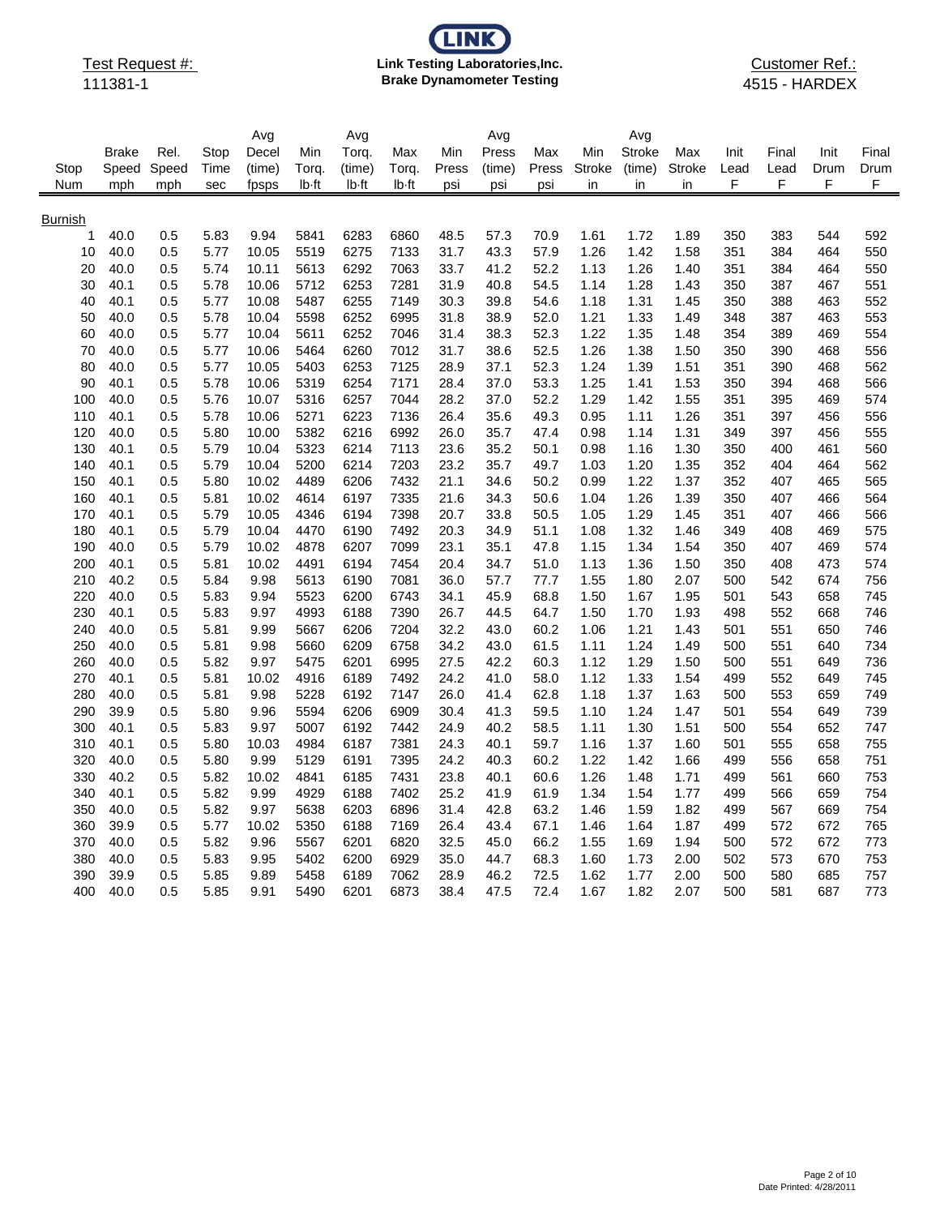Test Request #:
111381-1

**Link Testing Laboratories,Inc.**
**Brake Dynamometer Testing**

Customer Ref.:
4515 - HARDEX

| Stop Num | Brake Speed mph | Rel. Speed mph | Stop Time sec | Avg Decel (time) fpsps | Min Torq. lb·ft | Avg Torq. (time) lb·ft | Max Torq. lb·ft | Min Press psi | Avg Press (time) psi | Max Press psi | Min Stroke in | Avg Stroke (time) in | Max Stroke in | Init Lead F | Final Lead F | Init Drum F | Final Drum F |
|---|---|---|---|---|---|---|---|---|---|---|---|---|---|---|---|---|---|
| Burnish | | | | | | | | | | | | | | | | | |
| 1 | 40.0 | 0.5 | 5.83 | 9.94 | 5841 | 6283 | 6860 | 48.5 | 57.3 | 70.9 | 1.61 | 1.72 | 1.89 | 350 | 383 | 544 | 592 |
| 10 | 40.0 | 0.5 | 5.77 | 10.05 | 5519 | 6275 | 7133 | 31.7 | 43.3 | 57.9 | 1.26 | 1.42 | 1.58 | 351 | 384 | 464 | 550 |
| 20 | 40.0 | 0.5 | 5.74 | 10.11 | 5613 | 6292 | 7063 | 33.7 | 41.2 | 52.2 | 1.13 | 1.26 | 1.40 | 351 | 384 | 464 | 550 |
| 30 | 40.1 | 0.5 | 5.78 | 10.06 | 5712 | 6253 | 7281 | 31.9 | 40.8 | 54.5 | 1.14 | 1.28 | 1.43 | 350 | 387 | 467 | 551 |
| 40 | 40.1 | 0.5 | 5.77 | 10.08 | 5487 | 6255 | 7149 | 30.3 | 39.8 | 54.6 | 1.18 | 1.31 | 1.45 | 350 | 388 | 463 | 552 |
| 50 | 40.0 | 0.5 | 5.78 | 10.04 | 5598 | 6252 | 6995 | 31.8 | 38.9 | 52.0 | 1.21 | 1.33 | 1.49 | 348 | 387 | 463 | 553 |
| 60 | 40.0 | 0.5 | 5.77 | 10.04 | 5611 | 6252 | 7046 | 31.4 | 38.3 | 52.3 | 1.22 | 1.35 | 1.48 | 354 | 389 | 469 | 554 |
| 70 | 40.0 | 0.5 | 5.77 | 10.06 | 5464 | 6260 | 7012 | 31.7 | 38.6 | 52.5 | 1.26 | 1.38 | 1.50 | 350 | 390 | 468 | 556 |
| 80 | 40.0 | 0.5 | 5.77 | 10.05 | 5403 | 6253 | 7125 | 28.9 | 37.1 | 52.3 | 1.24 | 1.39 | 1.51 | 351 | 390 | 468 | 562 |
| 90 | 40.1 | 0.5 | 5.78 | 10.06 | 5319 | 6254 | 7171 | 28.4 | 37.0 | 53.3 | 1.25 | 1.41 | 1.53 | 350 | 394 | 468 | 566 |
| 100 | 40.0 | 0.5 | 5.76 | 10.07 | 5316 | 6257 | 7044 | 28.2 | 37.0 | 52.2 | 1.29 | 1.42 | 1.55 | 351 | 395 | 469 | 574 |
| 110 | 40.1 | 0.5 | 5.78 | 10.06 | 5271 | 6223 | 7136 | 26.4 | 35.6 | 49.3 | 0.95 | 1.11 | 1.26 | 351 | 397 | 456 | 556 |
| 120 | 40.0 | 0.5 | 5.80 | 10.00 | 5382 | 6216 | 6992 | 26.0 | 35.7 | 47.4 | 0.98 | 1.14 | 1.31 | 349 | 397 | 456 | 555 |
| 130 | 40.1 | 0.5 | 5.79 | 10.04 | 5323 | 6214 | 7113 | 23.6 | 35.2 | 50.1 | 0.98 | 1.16 | 1.30 | 350 | 400 | 461 | 560 |
| 140 | 40.1 | 0.5 | 5.79 | 10.04 | 5200 | 6214 | 7203 | 23.2 | 35.7 | 49.7 | 1.03 | 1.20 | 1.35 | 352 | 404 | 464 | 562 |
| 150 | 40.1 | 0.5 | 5.80 | 10.02 | 4489 | 6206 | 7432 | 21.1 | 34.6 | 50.2 | 0.99 | 1.22 | 1.37 | 352 | 407 | 465 | 565 |
| 160 | 40.1 | 0.5 | 5.81 | 10.02 | 4614 | 6197 | 7335 | 21.6 | 34.3 | 50.6 | 1.04 | 1.26 | 1.39 | 350 | 407 | 466 | 564 |
| 170 | 40.1 | 0.5 | 5.79 | 10.05 | 4346 | 6194 | 7398 | 20.7 | 33.8 | 50.5 | 1.05 | 1.29 | 1.45 | 351 | 407 | 466 | 566 |
| 180 | 40.1 | 0.5 | 5.79 | 10.04 | 4470 | 6190 | 7492 | 20.3 | 34.9 | 51.1 | 1.08 | 1.32 | 1.46 | 349 | 408 | 469 | 575 |
| 190 | 40.0 | 0.5 | 5.79 | 10.02 | 4878 | 6207 | 7099 | 23.1 | 35.1 | 47.8 | 1.15 | 1.34 | 1.54 | 350 | 407 | 469 | 574 |
| 200 | 40.1 | 0.5 | 5.81 | 10.02 | 4491 | 6194 | 7454 | 20.4 | 34.7 | 51.0 | 1.13 | 1.36 | 1.50 | 350 | 408 | 473 | 574 |
| 210 | 40.2 | 0.5 | 5.84 | 9.98 | 5613 | 6190 | 7081 | 36.0 | 57.7 | 77.7 | 1.55 | 1.80 | 2.07 | 500 | 542 | 674 | 756 |
| 220 | 40.0 | 0.5 | 5.83 | 9.94 | 5523 | 6200 | 6743 | 34.1 | 45.9 | 68.8 | 1.50 | 1.67 | 1.95 | 501 | 543 | 658 | 745 |
| 230 | 40.1 | 0.5 | 5.83 | 9.97 | 4993 | 6188 | 7390 | 26.7 | 44.5 | 64.7 | 1.50 | 1.70 | 1.93 | 498 | 552 | 668 | 746 |
| 240 | 40.0 | 0.5 | 5.81 | 9.99 | 5667 | 6206 | 7204 | 32.2 | 43.0 | 60.2 | 1.06 | 1.21 | 1.43 | 501 | 551 | 650 | 746 |
| 250 | 40.0 | 0.5 | 5.81 | 9.98 | 5660 | 6209 | 6758 | 34.2 | 43.0 | 61.5 | 1.11 | 1.24 | 1.49 | 500 | 551 | 640 | 734 |
| 260 | 40.0 | 0.5 | 5.82 | 9.97 | 5475 | 6201 | 6995 | 27.5 | 42.2 | 60.3 | 1.12 | 1.29 | 1.50 | 500 | 551 | 649 | 736 |
| 270 | 40.1 | 0.5 | 5.81 | 10.02 | 4916 | 6189 | 7492 | 24.2 | 41.0 | 58.0 | 1.12 | 1.33 | 1.54 | 499 | 552 | 649 | 745 |
| 280 | 40.0 | 0.5 | 5.81 | 9.98 | 5228 | 6192 | 7147 | 26.0 | 41.4 | 62.8 | 1.18 | 1.37 | 1.63 | 500 | 553 | 659 | 749 |
| 290 | 39.9 | 0.5 | 5.80 | 9.96 | 5594 | 6206 | 6909 | 30.4 | 41.3 | 59.5 | 1.10 | 1.24 | 1.47 | 501 | 554 | 649 | 739 |
| 300 | 40.1 | 0.5 | 5.83 | 9.97 | 5007 | 6192 | 7442 | 24.9 | 40.2 | 58.5 | 1.11 | 1.30 | 1.51 | 500 | 554 | 652 | 747 |
| 310 | 40.1 | 0.5 | 5.80 | 10.03 | 4984 | 6187 | 7381 | 24.3 | 40.1 | 59.7 | 1.16 | 1.37 | 1.60 | 501 | 555 | 658 | 755 |
| 320 | 40.0 | 0.5 | 5.80 | 9.99 | 5129 | 6191 | 7395 | 24.2 | 40.3 | 60.2 | 1.22 | 1.42 | 1.66 | 499 | 556 | 658 | 751 |
| 330 | 40.2 | 0.5 | 5.82 | 10.02 | 4841 | 6185 | 7431 | 23.8 | 40.1 | 60.6 | 1.26 | 1.48 | 1.71 | 499 | 561 | 660 | 753 |
| 340 | 40.1 | 0.5 | 5.82 | 9.99 | 4929 | 6188 | 7402 | 25.2 | 41.9 | 61.9 | 1.34 | 1.54 | 1.77 | 499 | 566 | 659 | 754 |
| 350 | 40.0 | 0.5 | 5.82 | 9.97 | 5638 | 6203 | 6896 | 31.4 | 42.8 | 63.2 | 1.46 | 1.59 | 1.82 | 499 | 567 | 669 | 754 |
| 360 | 39.9 | 0.5 | 5.77 | 10.02 | 5350 | 6188 | 7169 | 26.4 | 43.4 | 67.1 | 1.46 | 1.64 | 1.87 | 499 | 572 | 672 | 765 |
| 370 | 40.0 | 0.5 | 5.82 | 9.96 | 5567 | 6201 | 6820 | 32.5 | 45.0 | 66.2 | 1.55 | 1.69 | 1.94 | 500 | 572 | 672 | 773 |
| 380 | 40.0 | 0.5 | 5.83 | 9.95 | 5402 | 6200 | 6929 | 35.0 | 44.7 | 68.3 | 1.60 | 1.73 | 2.00 | 502 | 573 | 670 | 753 |
| 390 | 39.9 | 0.5 | 5.85 | 9.89 | 5458 | 6189 | 7062 | 28.9 | 46.2 | 72.5 | 1.62 | 1.77 | 2.00 | 500 | 580 | 685 | 757 |
| 400 | 40.0 | 0.5 | 5.85 | 9.91 | 5490 | 6201 | 6873 | 38.4 | 47.5 | 72.4 | 1.67 | 1.82 | 2.07 | 500 | 581 | 687 | 773 |

Date Printed: 4/28/2011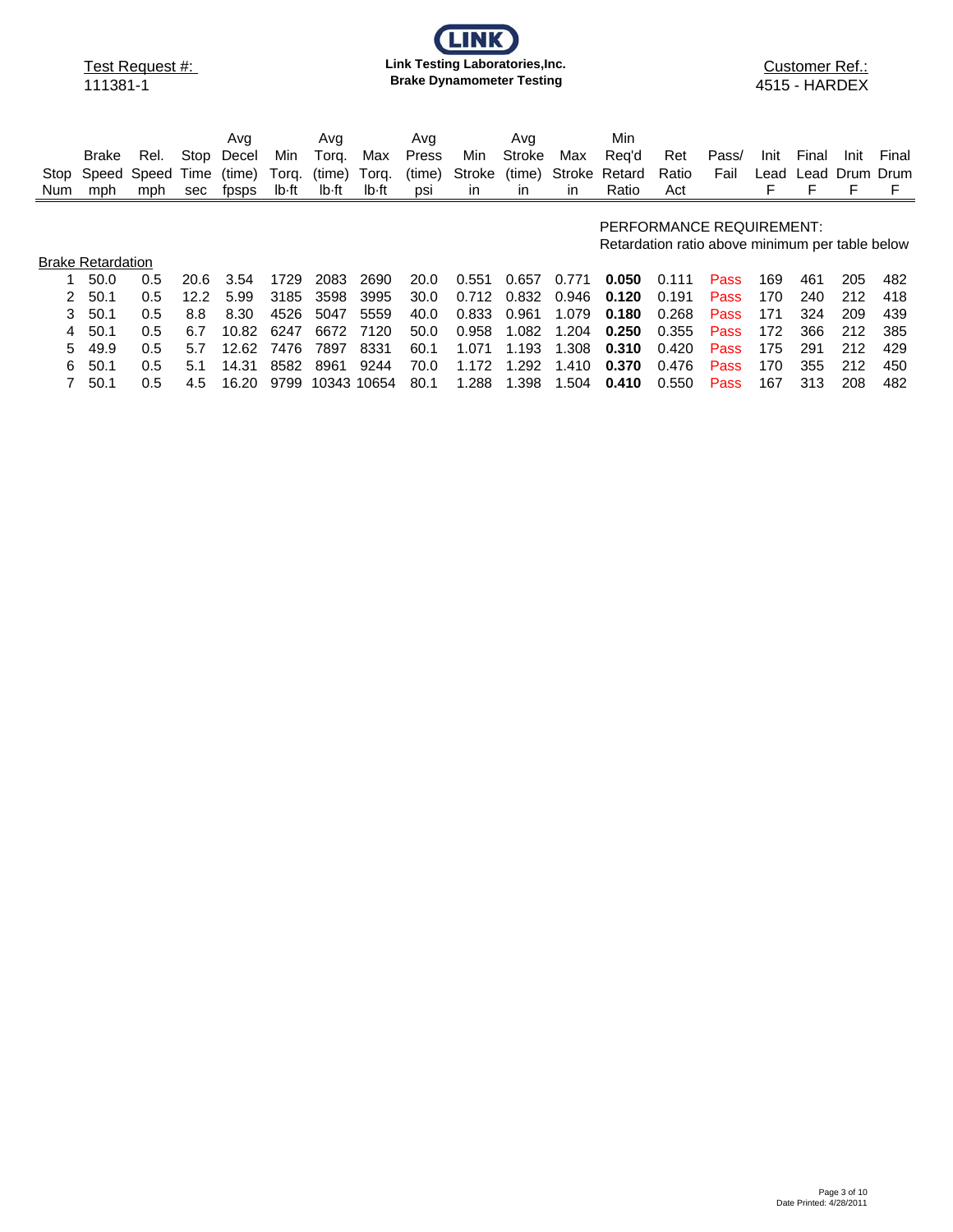Test Request #: 111381-1

**Link Testing Laboratories,Inc.**
**Brake Dynamometer Testing**

Customer Ref.: 4515 - HARDEX

PERFORMANCE REQUIREMENT:
Retardation ratio above minimum per table below

| Stop Num | Brake Speed mph | Rel. Speed mph | Stop Time sec | Avg Decel (time) fpsps | Min Torq. lb·ft | Avg Torq. (time) lb·ft | Max Torq. lb·ft | Avg Press (time) psi | Min Stroke in | Avg Stroke (time) in | Max Stroke in | Min Req'd Retard Ratio | Ret Ratio Act | Pass/ Fail | Init Lead F | Final Lead F | Init Drum F | Final Drum F |
|---|---|---|---|---|---|---|---|---|---|---|---|---|---|---|---|---|---|---|
| Brake Retardation | | | | | | | | | | | | | | | | | | |
| 1 | 50.0 | 0.5 | 20.6 | 3.54 | 1729 | 2083 | 2690 | 20.0 | 0.551 | 0.657 | 0.771 | **0.050** | 0.111 | Pass | 169 | 461 | 205 | 482 |
| 2 | 50.1 | 0.5 | 12.2 | 5.99 | 3185 | 3598 | 3995 | 30.0 | 0.712 | 0.832 | 0.946 | **0.120** | 0.191 | Pass | 170 | 240 | 212 | 418 |
| 3 | 50.1 | 0.5 | 8.8 | 8.30 | 4526 | 5047 | 5559 | 40.0 | 0.833 | 0.961 | 1.079 | **0.180** | 0.268 | Pass | 171 | 324 | 209 | 439 |
| 4 | 50.1 | 0.5 | 6.7 | 10.82 | 6247 | 6672 | 7120 | 50.0 | 0.958 | 1.082 | 1.204 | **0.250** | 0.355 | Pass | 172 | 366 | 212 | 385 |
| 5 | 49.9 | 0.5 | 5.7 | 12.62 | 7476 | 7897 | 8331 | 60.1 | 1.071 | 1.193 | 1.308 | **0.310** | 0.420 | Pass | 175 | 291 | 212 | 429 |
| 6 | 50.1 | 0.5 | 5.1 | 14.31 | 8582 | 8961 | 9244 | 70.0 | 1.172 | 1.292 | 1.410 | **0.370** | 0.476 | Pass | 170 | 355 | 212 | 450 |
| 7 | 50.1 | 0.5 | 4.5 | 16.20 | 9799 | 10343 | 10654 | 80.1 | 1.288 | 1.398 | 1.504 | **0.410** | 0.550 | Pass | 167 | 313 | 208 | 482 |

Date Printed: 4/28/2011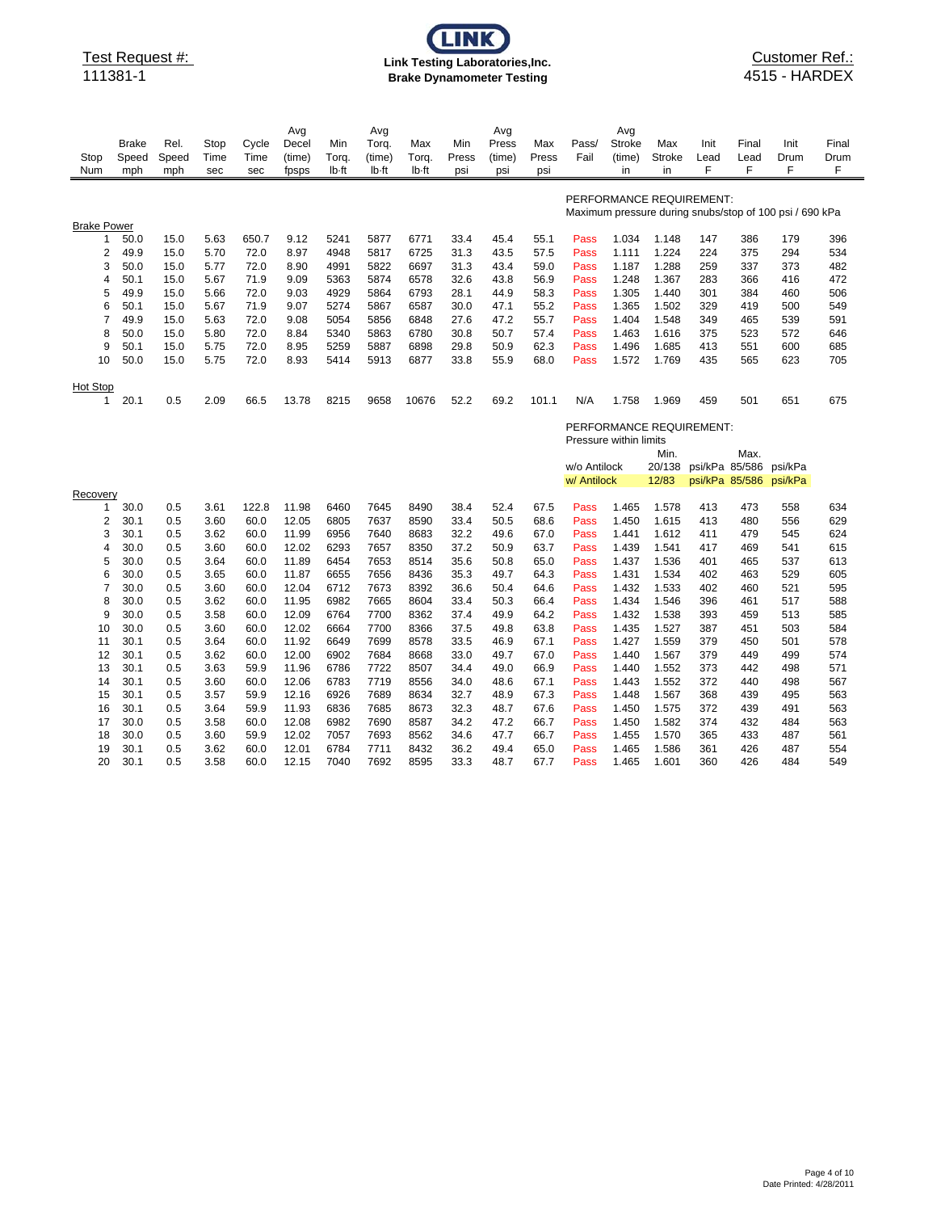Test Request #:
111381-1

**Link Testing Laboratories,Inc.**
**Brake Dynamometer Testing**

Customer Ref.:
4515 - HARDEX

| Stop Num | Brake Speed mph | Rel. Speed mph | Stop Time sec | Cycle Time sec | Avg Decel (time) fpsps | Min Torq. lb·ft | Avg Torq. (time) lb·ft | Max Torq. lb·ft | Min Press psi | Avg Press (time) psi | Max Press psi | Pass/ Fail | Avg Stroke (time) in | Max Stroke in | Init Lead F | Final Lead F | Init Drum F | Final Drum F |
|---|---|---|---|---|---|---|---|---|---|---|---|---|---|---|---|---|---|---|
| **Brake Power** | | | | | | | | | | | | | | | | | | |
| 1 | 50.0 | 15.0 | 5.63 | 650.7 | 9.12 | 5241 | 5877 | 6771 | 33.4 | 45.4 | 55.1 | Pass | 1.034 | 1.148 | 147 | 386 | 179 | 396 |
| 2 | 49.9 | 15.0 | 5.70 | 72.0 | 8.97 | 4948 | 5817 | 6725 | 31.3 | 43.5 | 57.5 | Pass | 1.111 | 1.224 | 224 | 375 | 294 | 534 |
| 3 | 50.0 | 15.0 | 5.77 | 72.0 | 8.90 | 4991 | 5822 | 6697 | 31.3 | 43.4 | 59.0 | Pass | 1.187 | 1.288 | 259 | 337 | 373 | 482 |
| 4 | 50.1 | 15.0 | 5.67 | 71.9 | 9.09 | 5363 | 5874 | 6578 | 32.6 | 43.8 | 56.9 | Pass | 1.248 | 1.367 | 283 | 366 | 416 | 472 |
| 5 | 49.9 | 15.0 | 5.66 | 72.0 | 9.03 | 4929 | 5864 | 6793 | 28.1 | 44.9 | 58.3 | Pass | 1.305 | 1.440 | 301 | 384 | 460 | 506 |
| 6 | 50.1 | 15.0 | 5.67 | 71.9 | 9.07 | 5274 | 5867 | 6587 | 30.0 | 47.1 | 55.2 | Pass | 1.365 | 1.502 | 329 | 419 | 500 | 549 |
| 7 | 49.9 | 15.0 | 5.63 | 72.0 | 9.08 | 5054 | 5856 | 6848 | 27.6 | 47.2 | 55.7 | Pass | 1.404 | 1.548 | 349 | 465 | 539 | 591 |
| 8 | 50.0 | 15.0 | 5.80 | 72.0 | 8.84 | 5340 | 5863 | 6780 | 30.8 | 50.7 | 57.4 | Pass | 1.463 | 1.616 | 375 | 523 | 572 | 646 |
| 9 | 50.1 | 15.0 | 5.75 | 72.0 | 8.95 | 5259 | 5887 | 6898 | 29.8 | 50.9 | 62.3 | Pass | 1.496 | 1.685 | 413 | 551 | 600 | 685 |
| 10 | 50.0 | 15.0 | 5.75 | 72.0 | 8.93 | 5414 | 5913 | 6877 | 33.8 | 55.9 | 68.0 | Pass | 1.572 | 1.769 | 435 | 565 | 623 | 705 |
| **Hot Stop** | | | | | | | | | | | | | | | | | | |
| 1 | 20.1 | 0.5 | 2.09 | 66.5 | 13.78 | 8215 | 9658 | 10676 | 52.2 | 69.2 | 101.1 | N/A | 1.758 | 1.969 | 459 | 501 | 651 | 675 |
| **Recovery** | | | | | | | | | | | | | | | | | | |
| 1 | 30.0 | 0.5 | 3.61 | 122.8 | 11.98 | 6460 | 7645 | 8490 | 38.4 | 52.4 | 67.5 | Pass | 1.465 | 1.578 | 413 | 473 | 558 | 634 |
| 2 | 30.1 | 0.5 | 3.60 | 60.0 | 12.05 | 6805 | 7637 | 8590 | 33.4 | 50.5 | 68.6 | Pass | 1.450 | 1.615 | 413 | 480 | 556 | 629 |
| 3 | 30.1 | 0.5 | 3.62 | 60.0 | 11.99 | 6956 | 7640 | 8683 | 32.2 | 49.6 | 67.0 | Pass | 1.441 | 1.612 | 411 | 479 | 545 | 624 |
| 4 | 30.0 | 0.5 | 3.60 | 60.0 | 12.02 | 6293 | 7657 | 8350 | 37.2 | 50.9 | 63.7 | Pass | 1.439 | 1.541 | 417 | 469 | 541 | 615 |
| 5 | 30.0 | 0.5 | 3.64 | 60.0 | 11.89 | 6454 | 7653 | 8514 | 35.6 | 50.8 | 65.0 | Pass | 1.437 | 1.536 | 401 | 465 | 537 | 613 |
| 6 | 30.0 | 0.5 | 3.65 | 60.0 | 11.87 | 6655 | 7656 | 8436 | 35.3 | 49.7 | 64.3 | Pass | 1.431 | 1.534 | 402 | 463 | 529 | 605 |
| 7 | 30.0 | 0.5 | 3.60 | 60.0 | 12.04 | 6712 | 7673 | 8392 | 36.6 | 50.4 | 64.6 | Pass | 1.432 | 1.533 | 402 | 460 | 521 | 595 |
| 8 | 30.0 | 0.5 | 3.62 | 60.0 | 11.95 | 6982 | 7665 | 8604 | 33.4 | 50.3 | 66.4 | Pass | 1.434 | 1.546 | 396 | 461 | 517 | 588 |
| 9 | 30.0 | 0.5 | 3.58 | 60.0 | 12.09 | 6764 | 7700 | 8362 | 37.4 | 49.9 | 64.2 | Pass | 1.432 | 1.538 | 393 | 459 | 513 | 585 |
| 10 | 30.0 | 0.5 | 3.60 | 60.0 | 12.02 | 6664 | 7700 | 8366 | 37.5 | 49.8 | 63.8 | Pass | 1.435 | 1.527 | 387 | 451 | 503 | 584 |
| 11 | 30.1 | 0.5 | 3.64 | 60.0 | 11.92 | 6649 | 7699 | 8578 | 33.5 | 46.9 | 67.1 | Pass | 1.427 | 1.559 | 379 | 450 | 501 | 578 |
| 12 | 30.1 | 0.5 | 3.62 | 60.0 | 12.00 | 6902 | 7684 | 8668 | 33.0 | 49.7 | 67.0 | Pass | 1.440 | 1.567 | 379 | 449 | 499 | 574 |
| 13 | 30.1 | 0.5 | 3.63 | 59.9 | 11.96 | 6786 | 7722 | 8507 | 34.4 | 49.0 | 66.9 | Pass | 1.440 | 1.552 | 373 | 442 | 498 | 571 |
| 14 | 30.1 | 0.5 | 3.60 | 60.0 | 12.06 | 6783 | 7719 | 8556 | 34.0 | 48.6 | 67.1 | Pass | 1.443 | 1.552 | 372 | 440 | 498 | 567 |
| 15 | 30.1 | 0.5 | 3.57 | 59.9 | 12.16 | 6926 | 7689 | 8634 | 32.7 | 48.9 | 67.3 | Pass | 1.448 | 1.567 | 368 | 439 | 495 | 563 |
| 16 | 30.1 | 0.5 | 3.64 | 59.9 | 11.93 | 6836 | 7685 | 8673 | 32.3 | 48.7 | 67.6 | Pass | 1.450 | 1.575 | 372 | 439 | 491 | 563 |
| 17 | 30.0 | 0.5 | 3.58 | 60.0 | 12.08 | 6982 | 7690 | 8587 | 34.2 | 47.2 | 66.7 | Pass | 1.450 | 1.582 | 374 | 432 | 484 | 563 |
| 18 | 30.0 | 0.5 | 3.60 | 59.9 | 12.02 | 7057 | 7693 | 8562 | 34.6 | 47.7 | 66.7 | Pass | 1.455 | 1.570 | 365 | 433 | 487 | 561 |
| 19 | 30.1 | 0.5 | 3.62 | 60.0 | 12.01 | 6784 | 7711 | 8432 | 36.2 | 49.4 | 65.0 | Pass | 1.465 | 1.586 | 361 | 426 | 487 | 554 |
| 20 | 30.1 | 0.5 | 3.58 | 60.0 | 12.15 | 7040 | 7692 | 8595 | 33.3 | 48.7 | 67.7 | Pass | 1.465 | 1.601 | 360 | 426 | 484 | 549 |

Brake Power — PERFORMANCE REQUIREMENT:
Maximum pressure during snubs/stop of 100 psi / 690 kPa

Recovery — PERFORMANCE REQUIREMENT:
Pressure within limits

| | Min. | | Max. | |
|---|---|---|---|---|
| w/o Antilock | 20/138 | psi/kPa | 85/586 | psi/kPa |
| w/ Antilock | 12/83 | psi/kPa | 85/586 | psi/kPa |

Date Printed: 4/28/2011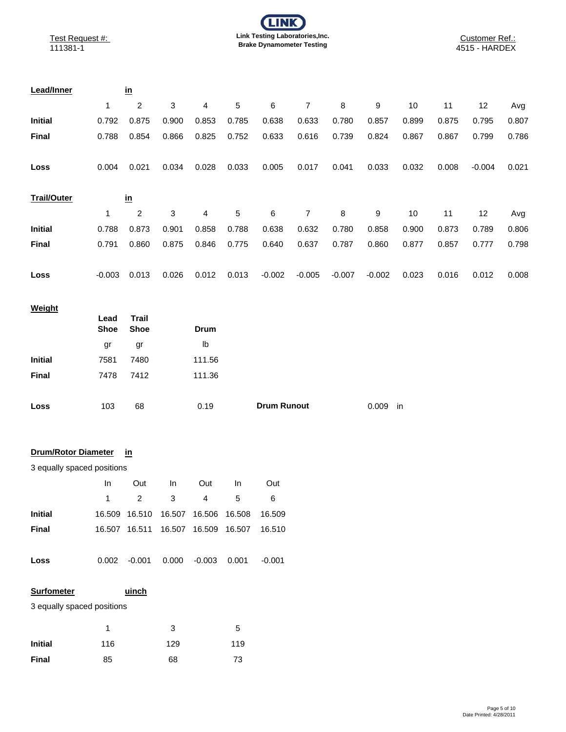Test Request #: 111381-1

**LINK**
**Link Testing Laboratories,Inc.**
**Brake Dynamometer Testing**

Customer Ref.: 4515 - HARDEX

**Lead/Inner** in

| | 1 | 2 | 3 | 4 | 5 | 6 | 7 | 8 | 9 | 10 | 11 | 12 | Avg |
|---|---|---|---|---|---|---|---|---|---|---|---|---|---|
| **Initial** | 0.792 | 0.875 | 0.900 | 0.853 | 0.785 | 0.638 | 0.633 | 0.780 | 0.857 | 0.899 | 0.875 | 0.795 | 0.807 |
| **Final** | 0.788 | 0.854 | 0.866 | 0.825 | 0.752 | 0.633 | 0.616 | 0.739 | 0.824 | 0.867 | 0.867 | 0.799 | 0.786 |
| **Loss** | 0.004 | 0.021 | 0.034 | 0.028 | 0.033 | 0.005 | 0.017 | 0.041 | 0.033 | 0.032 | 0.008 | -0.004 | 0.021 |

**Trail/Outer** in

| | 1 | 2 | 3 | 4 | 5 | 6 | 7 | 8 | 9 | 10 | 11 | 12 | Avg |
|---|---|---|---|---|---|---|---|---|---|---|---|---|---|
| **Initial** | 0.788 | 0.873 | 0.901 | 0.858 | 0.788 | 0.638 | 0.632 | 0.780 | 0.858 | 0.900 | 0.873 | 0.789 | 0.806 |
| **Final** | 0.791 | 0.860 | 0.875 | 0.846 | 0.775 | 0.640 | 0.637 | 0.787 | 0.860 | 0.877 | 0.857 | 0.777 | 0.798 |
| **Loss** | -0.003 | 0.013 | 0.026 | 0.012 | 0.013 | -0.002 | -0.005 | -0.007 | -0.002 | 0.023 | 0.016 | 0.012 | 0.008 |

**Weight**

| | Lead Shoe | Trail Shoe | Drum |
|---|---|---|---|
| | gr | gr | lb |
| **Initial** | 7581 | 7480 | 111.56 |
| **Final** | 7478 | 7412 | 111.36 |
| **Loss** | 103 | 68 | 0.19 |

**Drum Runout** 0.009 in

**Drum/Rotor Diameter** in

3 equally spaced positions

| | In | Out | In | Out | In | Out |
|---|---|---|---|---|---|---|
| | 1 | 2 | 3 | 4 | 5 | 6 |
| **Initial** | 16.509 | 16.510 | 16.507 | 16.506 | 16.508 | 16.509 |
| **Final** | 16.507 | 16.511 | 16.507 | 16.509 | 16.507 | 16.510 |
| **Loss** | 0.002 | -0.001 | 0.000 | -0.003 | 0.001 | -0.001 |

**Surfometer** uinch

3 equally spaced positions

| | 1 | 3 | 5 |
|---|---|---|---|
| **Initial** | 116 | 129 | 119 |
| **Final** | 85 | 68 | 73 |

Date Printed: 4/28/2011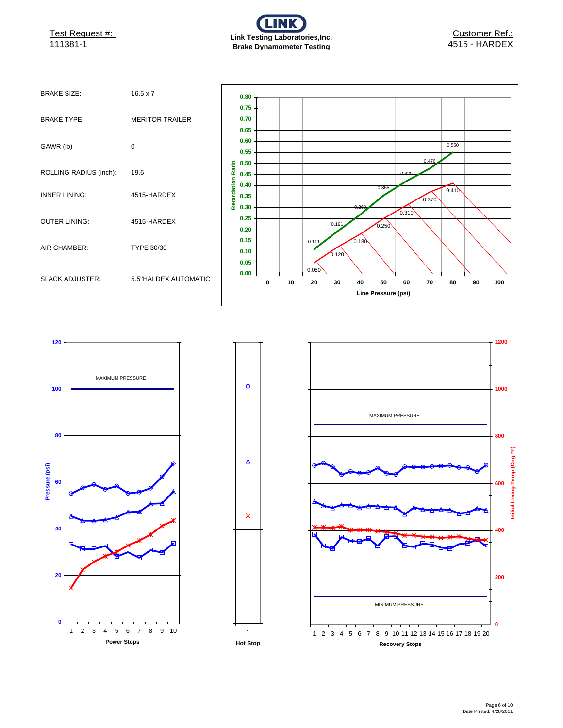Test Request #: 111381-1

**Link Testing Laboratories,Inc.**
**Brake Dynamometer Testing**

Customer Ref.: 4515 - HARDEX

| | |
|---|---|
| BRAKE SIZE: | 16.5 x 7 |
| BRAKE TYPE: | MERITOR TRAILER |
| GAWR (lb) | 0 |
| ROLLING RADIUS (inch): | 19.6 |
| INNER LINING: | 4515-HARDEX |
| OUTER LINING: | 4515-HARDEX |
| AIR CHAMBER: | TYPE 30/30 |
| SLACK ADJUSTER: | 5.5"HALDEX AUTOMATIC |

Retardation Ratio vs. Line Pressure (psi)

| Line Pressure (psi) | 20 | 30 | 40 | 50 | 60 | 70 | 80 |
|---|---|---|---|---|---|---|---|
| Retardation Ratio (upper) | 0.111 | 0.191 | 0.268 | 0.355 | 0.420 | 0.476 | 0.550 |
| Retardation Ratio (lower) | 0.050 | 0.120 | 0.180 | 0.250 | 0.310 | 0.370 | 0.410 |

Pressure (psi) — Power Stops (1–10); Hot Stop (1); Recovery Stops (1–20)

MAXIMUM PRESSURE

MINIMUM PRESSURE

Initial Lining Temp (Deg °F)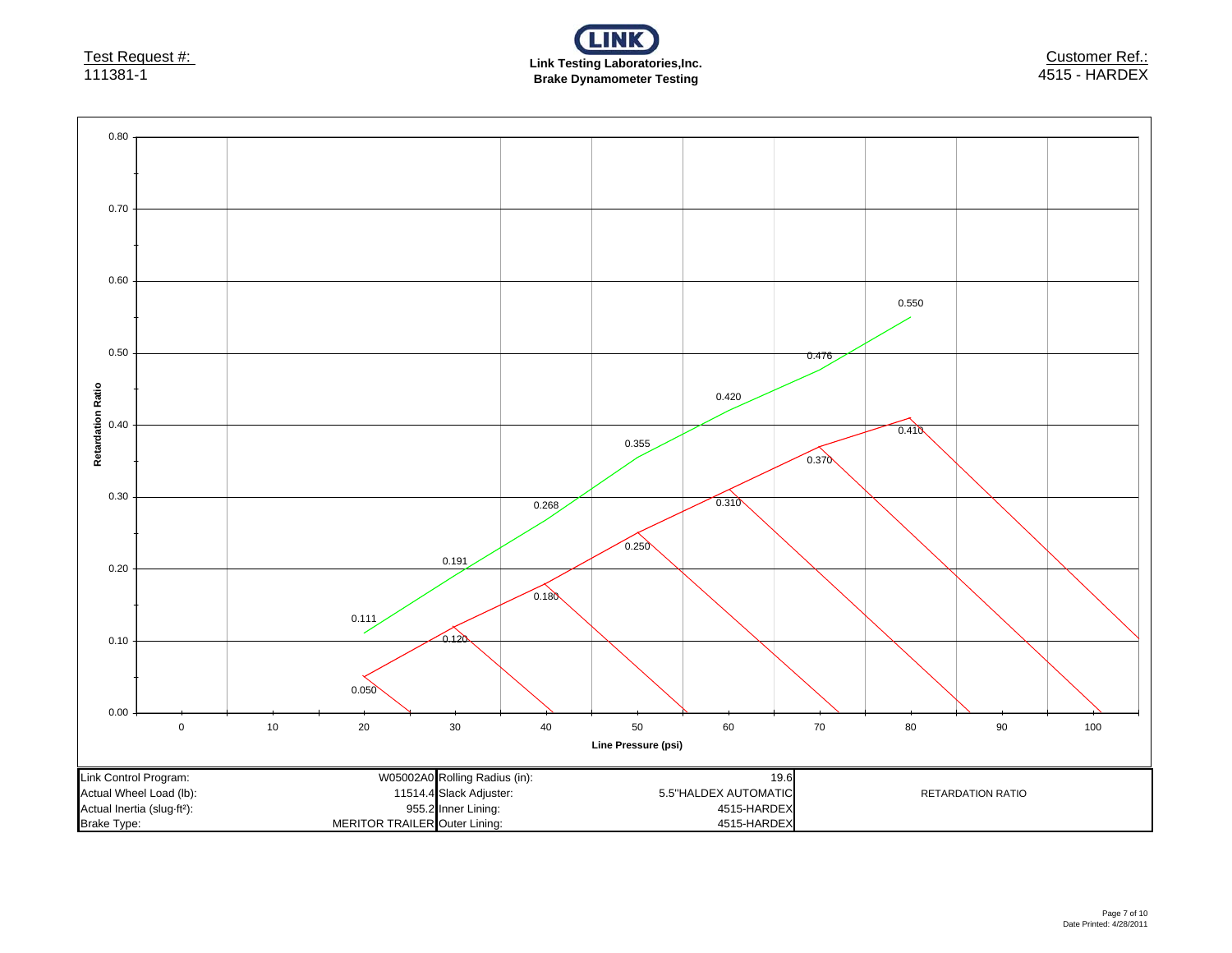Test Request #:
111381-1

**Link Testing Laboratories,Inc.**
**Brake Dynamometer Testing**

Customer Ref.:
4515 - HARDEX

**Retardation Ratio** vs. **Line Pressure (psi)**

| Line Pressure (psi) | 20 | 30 | 40 | 50 | 60 | 70 | 80 |
|---|---|---|---|---|---|---|---|
| Retardation Ratio (upper curve) | 0.111 | 0.191 | 0.268 | 0.355 | 0.420 | 0.476 | 0.550 |
| Retardation Ratio (lower curve) | 0.050 | 0.120 | 0.180 | 0.250 | 0.310 | 0.370 | 0.410 |

| | | | | |
|---|---|---|---|---|
| Link Control Program: | W05002A0 | Rolling Radius (in): | 19.6 | RETARDATION RATIO |
| Actual Wheel Load (lb): | 11514.4 | Slack Adjuster: | 5.5"HALDEX AUTOMATIC | |
| Actual Inertia (slug·ft²): | 955.2 | Inner Lining: | 4515-HARDEX | |
| Brake Type: | MERITOR TRAILER | Outer Lining: | 4515-HARDEX | |

Date Printed: 4/28/2011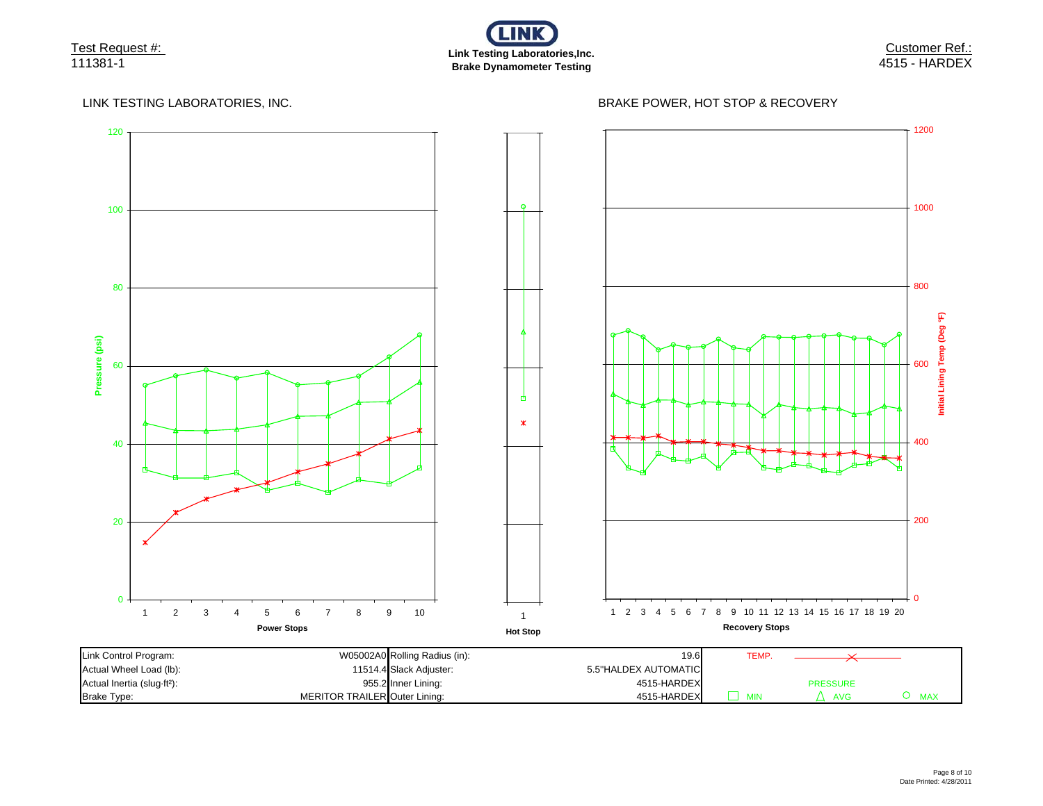Test Request #:
111381-1

**Link Testing Laboratories,Inc.**
**Brake Dynamometer Testing**

Customer Ref.:
4515 - HARDEX

LINK TESTING LABORATORIES, INC.

BRAKE POWER, HOT STOP & RECOVERY

| Link Control Program: | W05002A0 | Rolling Radius (in): | 19.6 |
|---|---|---|---|
| Actual Wheel Load (lb): | 11514.4 | Slack Adjuster: | 5.5"HALDEX AUTOMATIC |
| Actual Inertia (slug·ft²): | 955.2 | Inner Lining: | 4515-HARDEX |
| Brake Type: | MERITOR TRAILER | Outer Lining: | 4515-HARDEX |

TEMP.

PRESSURE: MIN, AVG, MAX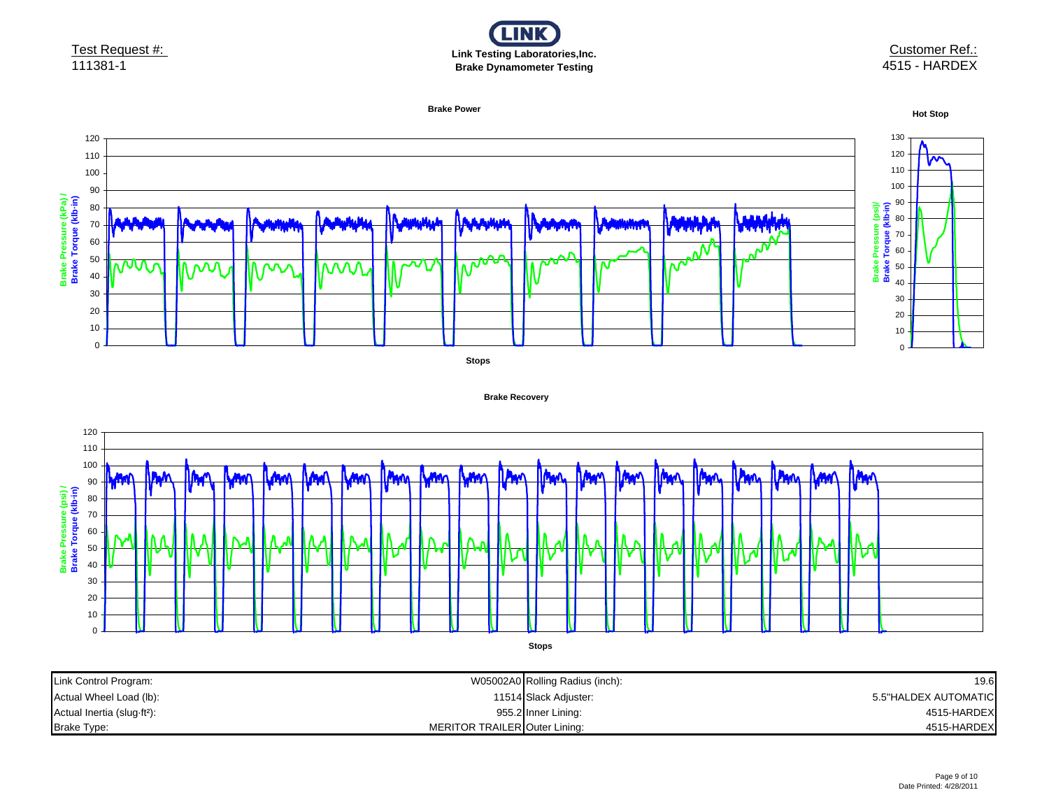Test Request #:
111381-1

**Link Testing Laboratories,Inc.**
**Brake Dynamometer Testing**

Customer Ref.:
4515 - HARDEX

**Brake Power**

**Hot Stop**

Brake Pressure (kPa) / Brake Torque (klb·in)

Brake Pressure (psi)/ Brake Torque (klb·in)

**Stops**

**Brake Recovery**

Brake Pressure (psi) / Brake Torque (klb·in)

**Stops**

| Link Control Program: | W05002A0 | Rolling Radius (inch): | 19.6 |
|---|---|---|---|
| Actual Wheel Load (lb): | 11514 | Slack Adjuster: | 5.5"HALDEX AUTOMATIC |
| Actual Inertia (slug·ft²): | 955.2 | Inner Lining: | 4515-HARDEX |
| Brake Type: | MERITOR TRAILER | Outer Lining: | 4515-HARDEX |

Date Printed: 4/28/2011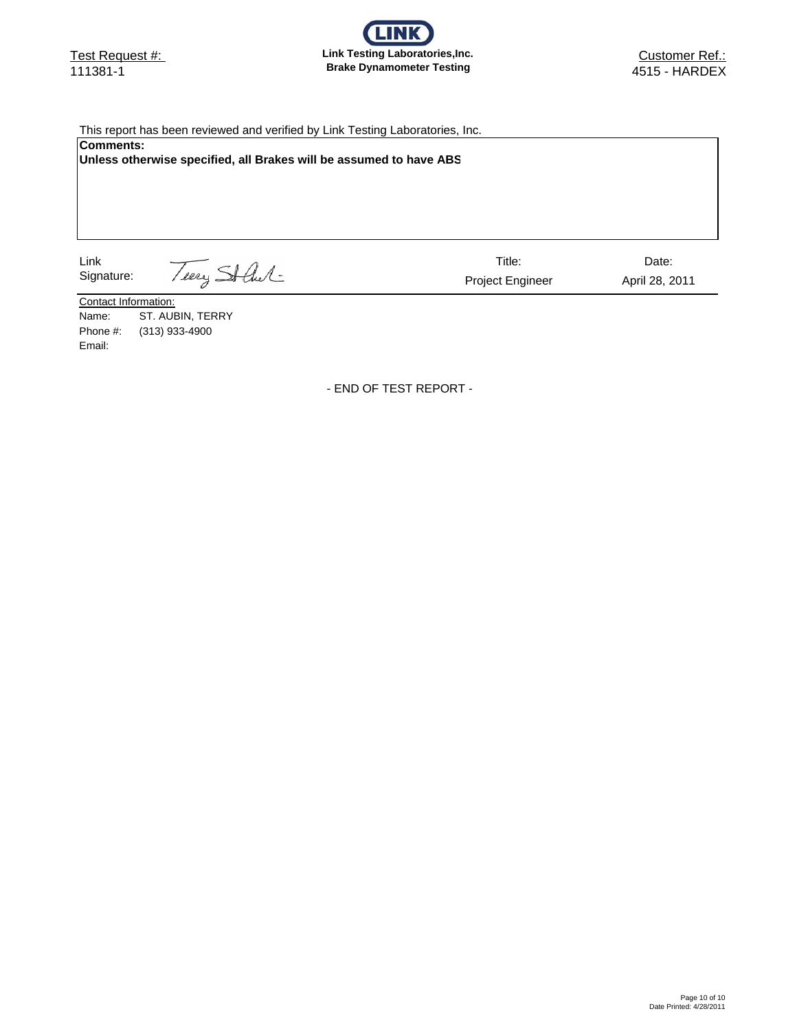Test Request #:
111381-1

**Link Testing Laboratories,Inc.**
**Brake Dynamometer Testing**

Customer Ref.:
4515 - HARDEX

This report has been reviewed and verified by Link Testing Laboratories, Inc.

**Comments:**
**Unless otherwise specified, all Brakes will be assumed to have ABS**

| Link Signature: | Title: | Date: |
|---|---|---|
| Terry St Aubin | Project Engineer | April 28, 2011 |

Contact Information:
Name: ST. AUBIN, TERRY
Phone #: (313) 933-4900
Email:

- END OF TEST REPORT -

Date Printed: 4/28/2011